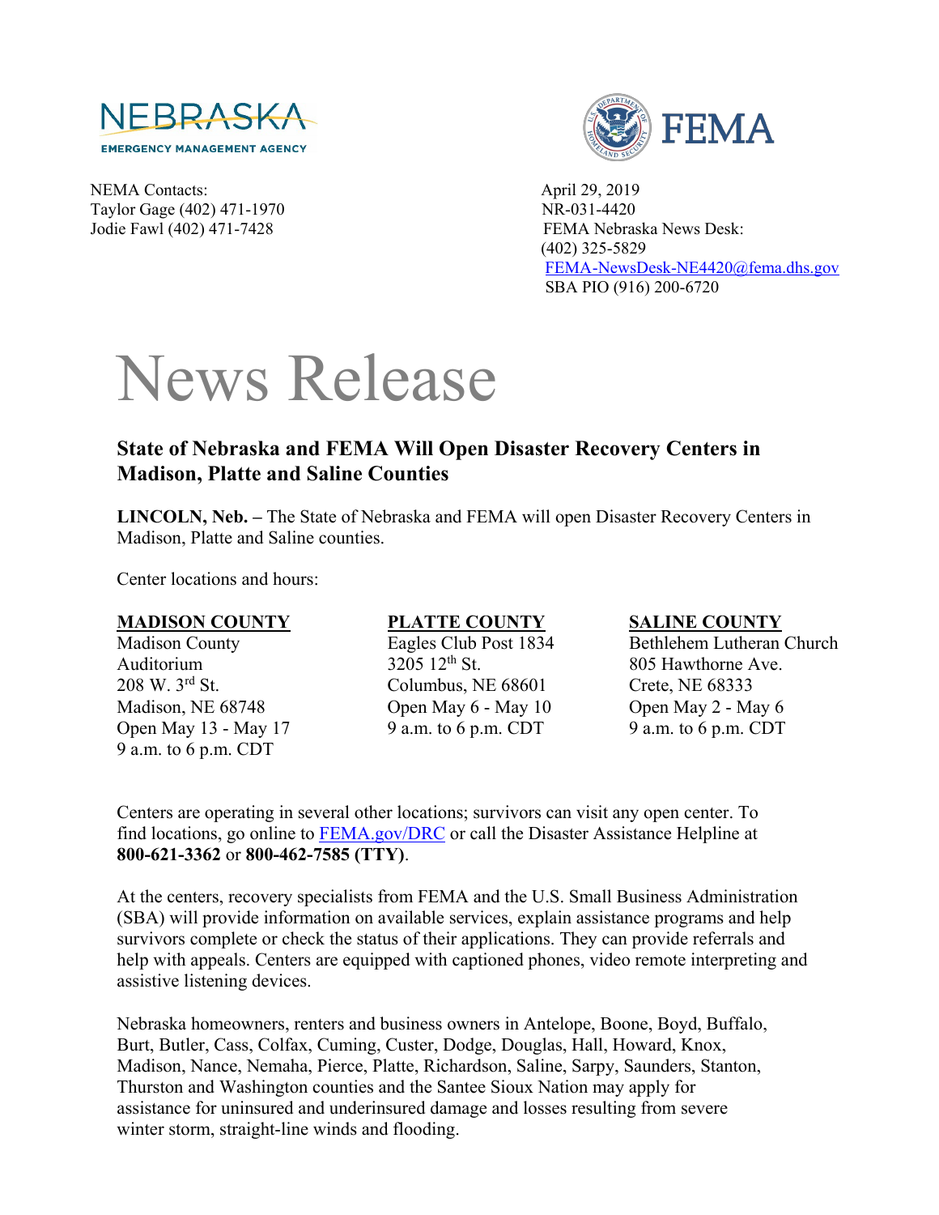NEBRASKA
EMERGENCY MANAGEMENT AGENCY

FEMA

NEMA Contacts:
Taylor Gage (402) 471-1970
Jodie Fawl (402) 471-7428

April 29, 2019
NR-031-4420
FEMA Nebraska News Desk:
(402) 325-5829
FEMA-NewsDesk-NE4420@fema.dhs.gov
SBA PIO (916) 200-6720

# News Release

## State of Nebraska and FEMA Will Open Disaster Recovery Centers in Madison, Platte and Saline Counties

**LINCOLN, Neb. –** The State of Nebraska and FEMA will open Disaster Recovery Centers in Madison, Platte and Saline counties.

Center locations and hours:

**MADISON COUNTY**
Madison County Auditorium
208 W. 3rd St.
Madison, NE 68748
Open May 13 - May 17
9 a.m. to 6 p.m. CDT

**PLATTE COUNTY**
Eagles Club Post 1834
3205 12th St.
Columbus, NE 68601
Open May 6 - May 10
9 a.m. to 6 p.m. CDT

**SALINE COUNTY**
Bethlehem Lutheran Church
805 Hawthorne Ave.
Crete, NE 68333
Open May 2 - May 6
9 a.m. to 6 p.m. CDT

Centers are operating in several other locations; survivors can visit any open center. To find locations, go online to FEMA.gov/DRC or call the Disaster Assistance Helpline at **800-621-3362** or **800-462-7585 (TTY)**.

At the centers, recovery specialists from FEMA and the U.S. Small Business Administration (SBA) will provide information on available services, explain assistance programs and help survivors complete or check the status of their applications. They can provide referrals and help with appeals. Centers are equipped with captioned phones, video remote interpreting and assistive listening devices.

Nebraska homeowners, renters and business owners in Antelope, Boone, Boyd, Buffalo, Burt, Butler, Cass, Colfax, Cuming, Custer, Dodge, Douglas, Hall, Howard, Knox, Madison, Nance, Nemaha, Pierce, Platte, Richardson, Saline, Sarpy, Saunders, Stanton, Thurston and Washington counties and the Santee Sioux Nation may apply for assistance for uninsured and underinsured damage and losses resulting from severe winter storm, straight-line winds and flooding.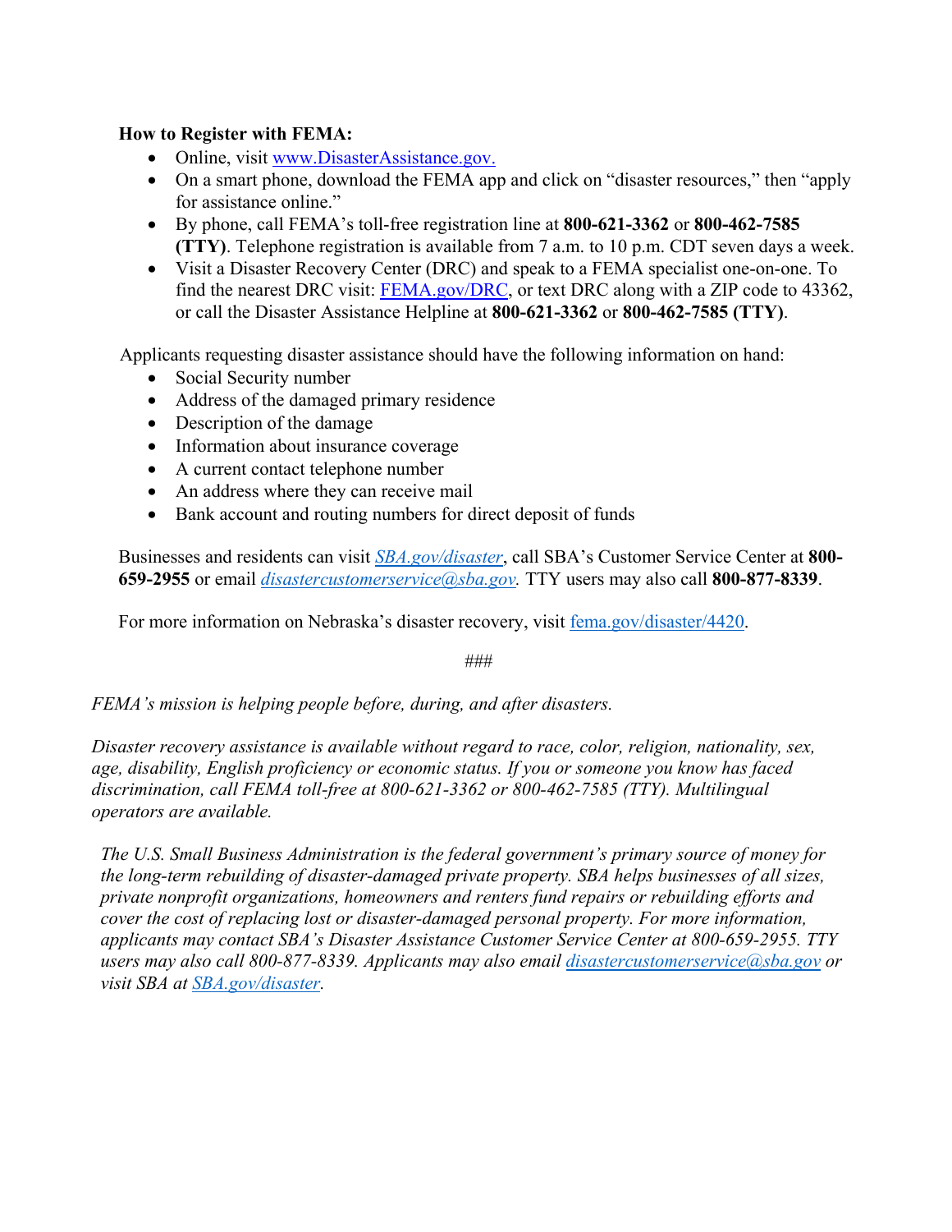**How to Register with FEMA:**

- Online, visit www.DisasterAssistance.gov.
- On a smart phone, download the FEMA app and click on "disaster resources," then "apply for assistance online."
- By phone, call FEMA's toll-free registration line at **800-621-3362** or **800-462-7585 (TTY)**. Telephone registration is available from 7 a.m. to 10 p.m. CDT seven days a week.
- Visit a Disaster Recovery Center (DRC) and speak to a FEMA specialist one-on-one. To find the nearest DRC visit: FEMA.gov/DRC, or text DRC along with a ZIP code to 43362, or call the Disaster Assistance Helpline at **800-621-3362** or **800-462-7585 (TTY)**.

Applicants requesting disaster assistance should have the following information on hand:

- Social Security number
- Address of the damaged primary residence
- Description of the damage
- Information about insurance coverage
- A current contact telephone number
- An address where they can receive mail
- Bank account and routing numbers for direct deposit of funds

Businesses and residents can visit *SBA.gov/disaster*, call SBA's Customer Service Center at **800-659-2955** or email *disastercustomerservice@sba.gov.* TTY users may also call **800-877-8339**.

For more information on Nebraska's disaster recovery, visit fema.gov/disaster/4420.

###

*FEMA's mission is helping people before, during, and after disasters.*

*Disaster recovery assistance is available without regard to race, color, religion, nationality, sex, age, disability, English proficiency or economic status. If you or someone you know has faced discrimination, call FEMA toll-free at 800-621-3362 or 800-462-7585 (TTY). Multilingual operators are available.*

*The U.S. Small Business Administration is the federal government's primary source of money for the long-term rebuilding of disaster-damaged private property. SBA helps businesses of all sizes, private nonprofit organizations, homeowners and renters fund repairs or rebuilding efforts and cover the cost of replacing lost or disaster-damaged personal property. For more information, applicants may contact SBA's Disaster Assistance Customer Service Center at 800-659-2955. TTY users may also call 800-877-8339. Applicants may also email disastercustomerservice@sba.gov or visit SBA at SBA.gov/disaster.*